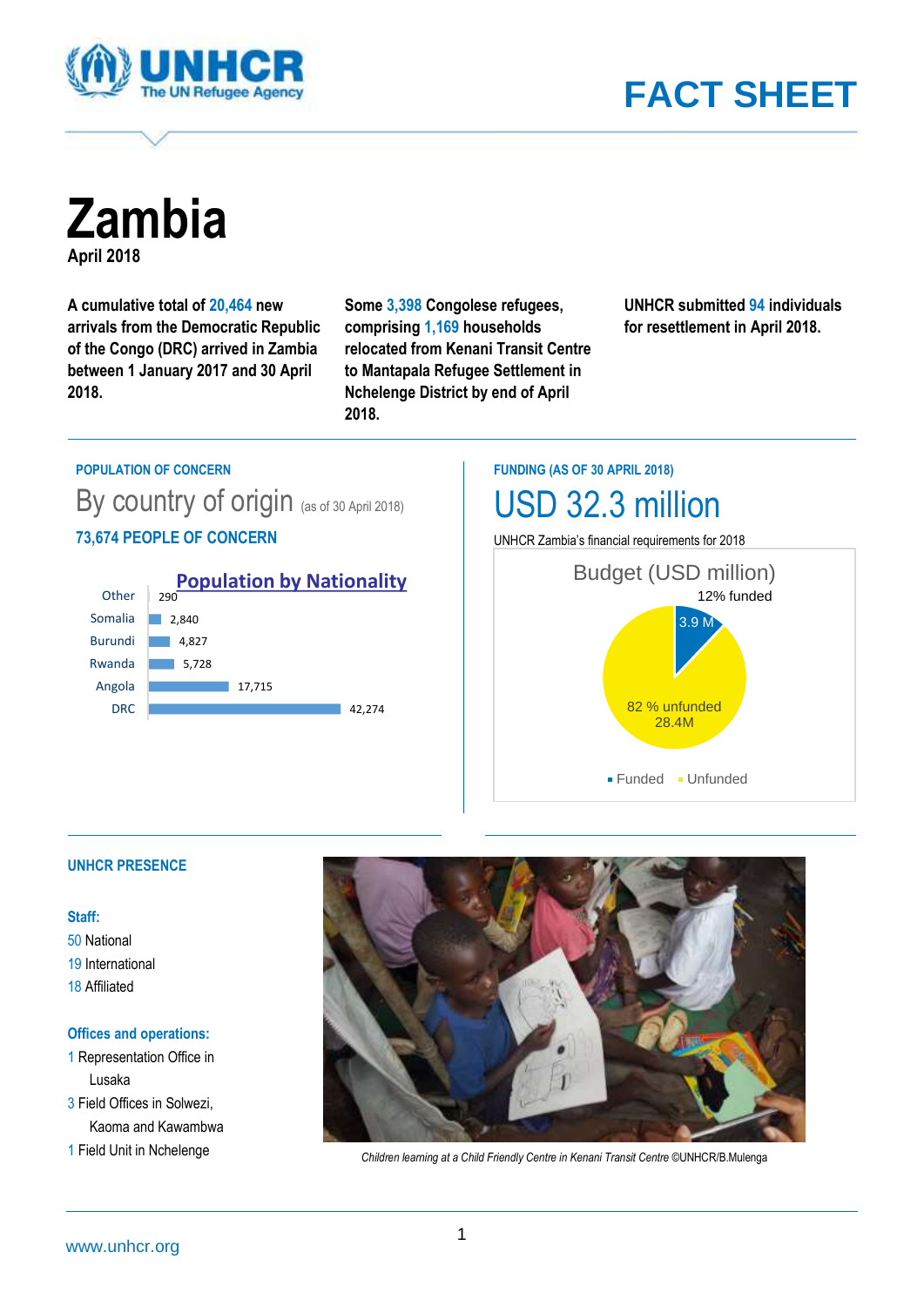# FACT SHEET

# Zambia

**April 2018**

**A cumulative total of 20,464 new arrivals from the Democratic Republic of the Congo (DRC) arrived in Zambia between 1 January 2017 and 30 April 2018.**

**Some 3,398 Congolese refugees, comprising 1,169 households relocated from Kenani Transit Centre to Mantapala Refugee Settlement in Nchelenge District by end of April 2018.**

**UNHCR submitted 94 individuals for resettlement in April 2018.**

## POPULATION OF CONCERN

### By country of origin (as of 30 April 2018)

**73,674 PEOPLE OF CONCERN**

**Population by Nationality**

| Nationality | Population |
|---|---|
| Other | 290 |
| Somalia | 2,840 |
| Burundi | 4,827 |
| Rwanda | 5,728 |
| Angola | 17,715 |
| DRC | 42,274 |

## FUNDING (AS OF 30 APRIL 2018)

# USD 32.3 million

UNHCR Zambia's financial requirements for 2018

**Budget (USD million)**

| | Amount | Share |
|---|---|---|
| Funded | 3.9 M | 12% funded |
| Unfunded | 28.4M | 82 % unfunded |

## UNHCR PRESENCE

**Staff:**

- 50 National
- 19 International
- 18 Affiliated

**Offices and operations:**

- 1 Representation Office in Lusaka
- 3 Field Offices in Solwezi, Kaoma and Kawambwa
- 1 Field Unit in Nchelenge

*Children learning at a Child Friendly Centre in Kenani Transit Centre ©UNHCR/B.Mulenga*

www.unhcr.org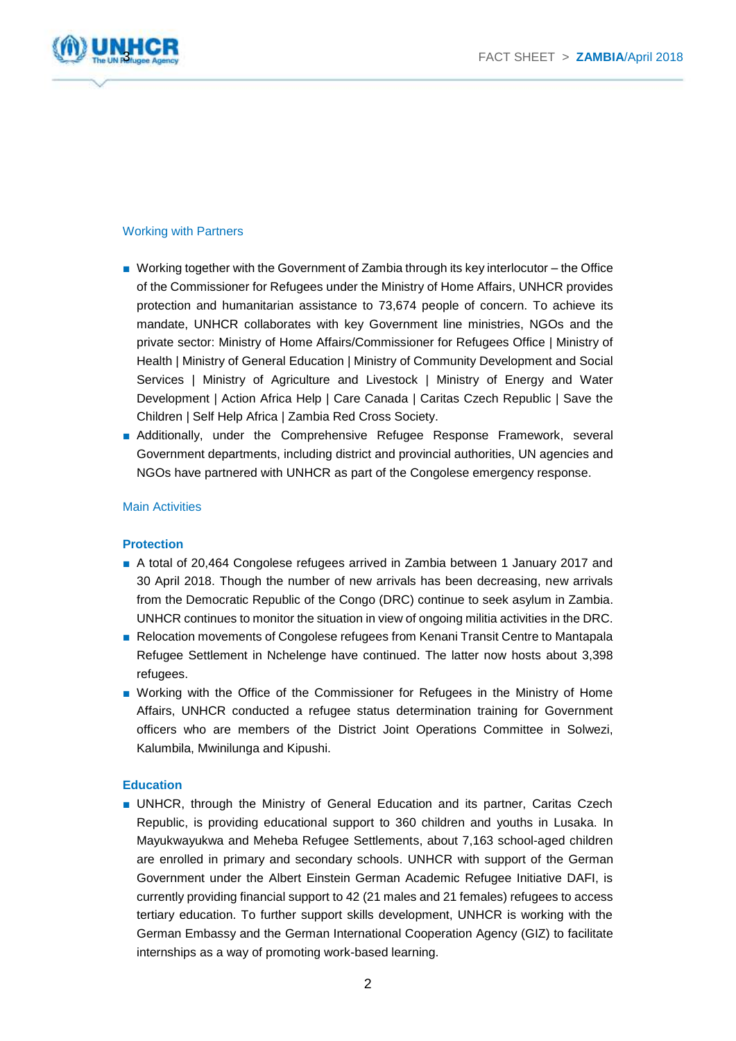## Working with Partners

- Working together with the Government of Zambia through its key interlocutor – the Office of the Commissioner for Refugees under the Ministry of Home Affairs, UNHCR provides protection and humanitarian assistance to 73,674 people of concern. To achieve its mandate, UNHCR collaborates with key Government line ministries, NGOs and the private sector: Ministry of Home Affairs/Commissioner for Refugees Office | Ministry of Health | Ministry of General Education | Ministry of Community Development and Social Services | Ministry of Agriculture and Livestock | Ministry of Energy and Water Development | Action Africa Help | Care Canada | Caritas Czech Republic | Save the Children | Self Help Africa | Zambia Red Cross Society.
- Additionally, under the Comprehensive Refugee Response Framework, several Government departments, including district and provincial authorities, UN agencies and NGOs have partnered with UNHCR as part of the Congolese emergency response.

## Main Activities

### Protection

- A total of 20,464 Congolese refugees arrived in Zambia between 1 January 2017 and 30 April 2018. Though the number of new arrivals has been decreasing, new arrivals from the Democratic Republic of the Congo (DRC) continue to seek asylum in Zambia. UNHCR continues to monitor the situation in view of ongoing militia activities in the DRC.
- Relocation movements of Congolese refugees from Kenani Transit Centre to Mantapala Refugee Settlement in Nchelenge have continued. The latter now hosts about 3,398 refugees.
- Working with the Office of the Commissioner for Refugees in the Ministry of Home Affairs, UNHCR conducted a refugee status determination training for Government officers who are members of the District Joint Operations Committee in Solwezi, Kalumbila, Mwinilunga and Kipushi.

### Education

- UNHCR, through the Ministry of General Education and its partner, Caritas Czech Republic, is providing educational support to 360 children and youths in Lusaka. In Mayukwayukwa and Meheba Refugee Settlements, about 7,163 school-aged children are enrolled in primary and secondary schools. UNHCR with support of the German Government under the Albert Einstein German Academic Refugee Initiative DAFI, is currently providing financial support to 42 (21 males and 21 females) refugees to access tertiary education. To further support skills development, UNHCR is working with the German Embassy and the German International Cooperation Agency (GIZ) to facilitate internships as a way of promoting work-based learning.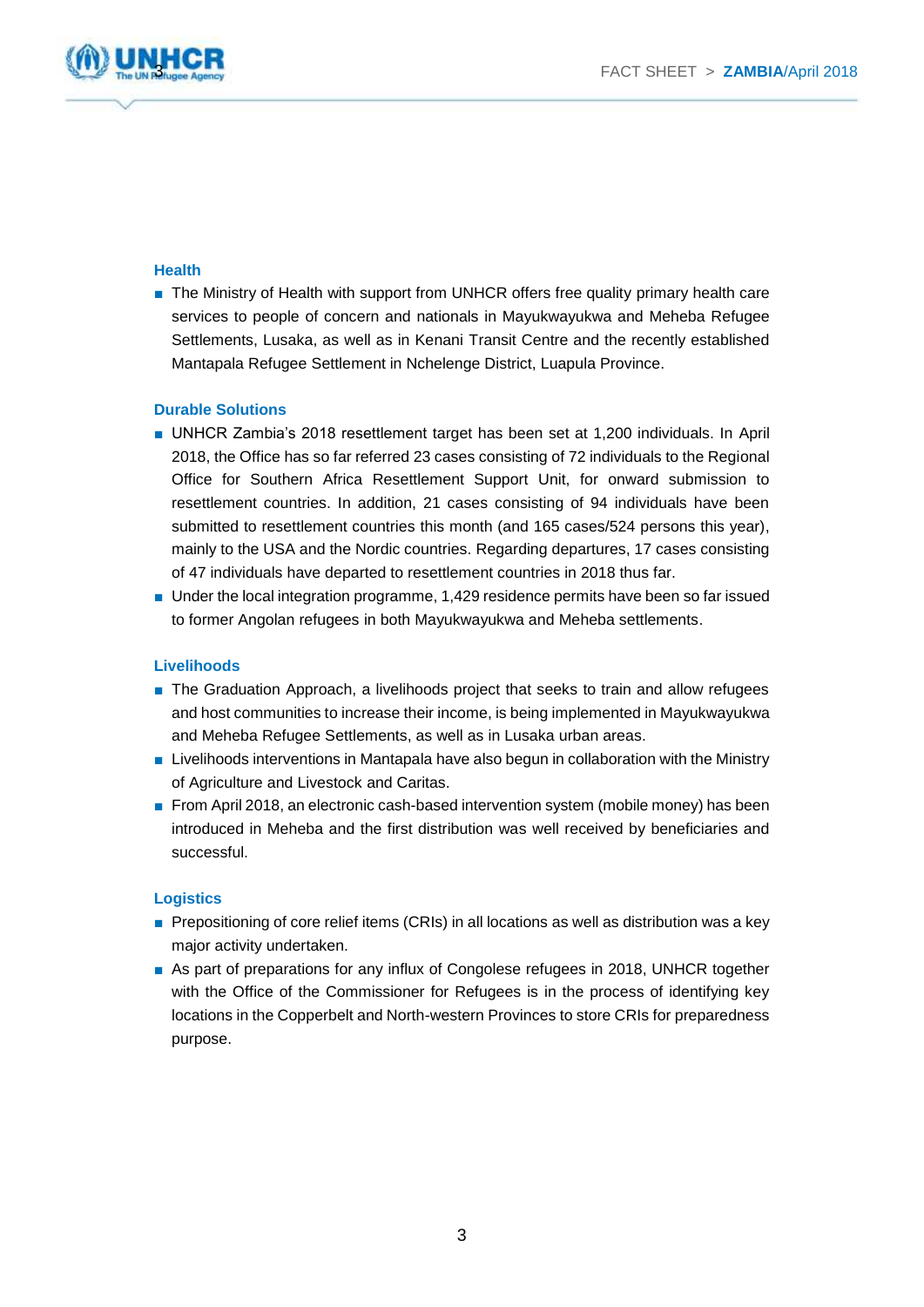### Health

- The Ministry of Health with support from UNHCR offers free quality primary health care services to people of concern and nationals in Mayukwayukwa and Meheba Refugee Settlements, Lusaka, as well as in Kenani Transit Centre and the recently established Mantapala Refugee Settlement in Nchelenge District, Luapula Province.

### Durable Solutions

- UNHCR Zambia's 2018 resettlement target has been set at 1,200 individuals. In April 2018, the Office has so far referred 23 cases consisting of 72 individuals to the Regional Office for Southern Africa Resettlement Support Unit, for onward submission to resettlement countries. In addition, 21 cases consisting of 94 individuals have been submitted to resettlement countries this month (and 165 cases/524 persons this year), mainly to the USA and the Nordic countries. Regarding departures, 17 cases consisting of 47 individuals have departed to resettlement countries in 2018 thus far.
- Under the local integration programme, 1,429 residence permits have been so far issued to former Angolan refugees in both Mayukwayukwa and Meheba settlements.

### Livelihoods

- The Graduation Approach, a livelihoods project that seeks to train and allow refugees and host communities to increase their income, is being implemented in Mayukwayukwa and Meheba Refugee Settlements, as well as in Lusaka urban areas.
- Livelihoods interventions in Mantapala have also begun in collaboration with the Ministry of Agriculture and Livestock and Caritas.
- From April 2018, an electronic cash-based intervention system (mobile money) has been introduced in Meheba and the first distribution was well received by beneficiaries and successful.

### Logistics

- Prepositioning of core relief items (CRIs) in all locations as well as distribution was a key major activity undertaken.
- As part of preparations for any influx of Congolese refugees in 2018, UNHCR together with the Office of the Commissioner for Refugees is in the process of identifying key locations in the Copperbelt and North-western Provinces to store CRIs for preparedness purpose.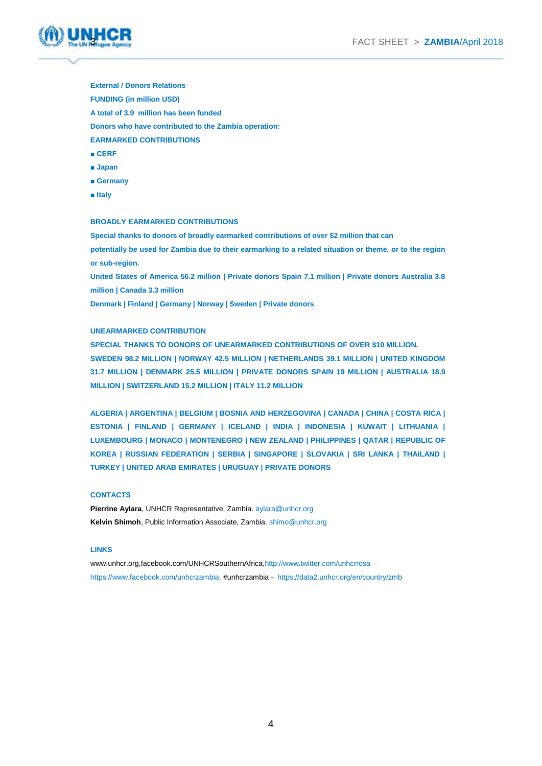**External / Donors Relations**

**FUNDING (in million USD)**

**A total of 3.9 million has been funded**

**Donors who have contributed to the Zambia operation:**

**EARMARKED CONTRIBUTIONS**

- **CERF**
- **Japan**
- **Germany**
- **Italy**

**BROADLY EARMARKED CONTRIBUTIONS**

**Special thanks to donors of broadly earmarked contributions of over $2 million that can potentially be used for Zambia due to their earmarking to a related situation or theme, or to the region or sub-region.**

**United States of America 56.2 million | Private donors Spain 7.1 million | Private donors Australia 3.8 million | Canada 3.3 million**

**Denmark | Finland | Germany | Norway | Sweden | Private donors**

**UNEARMARKED CONTRIBUTION**

**SPECIAL THANKS TO DONORS OF UNEARMARKED CONTRIBUTIONS OF OVER $10 MILLION.**

**SWEDEN 98.2 MILLION | NORWAY 42.5 MILLION | NETHERLANDS 39.1 MILLION | UNITED KINGDOM 31.7 MILLION | DENMARK 25.5 MILLION | PRIVATE DONORS SPAIN 19 MILLION | AUSTRALIA 18.9 MILLION | SWITZERLAND 15.2 MILLION | ITALY 11.2 MILLION**

**ALGERIA | ARGENTINA | BELGIUM | BOSNIA AND HERZEGOVINA | CANADA | CHINA | COSTA RICA | ESTONIA | FINLAND | GERMANY | ICELAND | INDIA | INDONESIA | KUWAIT | LITHUANIA | LUXEMBOURG | MONACO | MONTENEGRO | NEW ZEALAND | PHILIPPINES | QATAR | REPUBLIC OF KOREA | RUSSIAN FEDERATION | SERBIA | SINGAPORE | SLOVAKIA | SRI LANKA | THAILAND | TURKEY | UNITED ARAB EMIRATES | URUGUAY | PRIVATE DONORS**

**CONTACTS**

**Pierrine Aylara**, UNHCR Representative, Zambia. aylara@unhcr.org

**Kelvin Shimoh**, Public Information Associate, Zambia. shimo@unhcr.org

**LINKS**

www.unhcr.org,facebook.com/UNHCRSouthernAfrica,http://www.twitter.com/unhcrrosa
https://www.facebook.com/unhcrzambia, #unhcrzambia - https://data2.unhcr.org/en/country/zmb